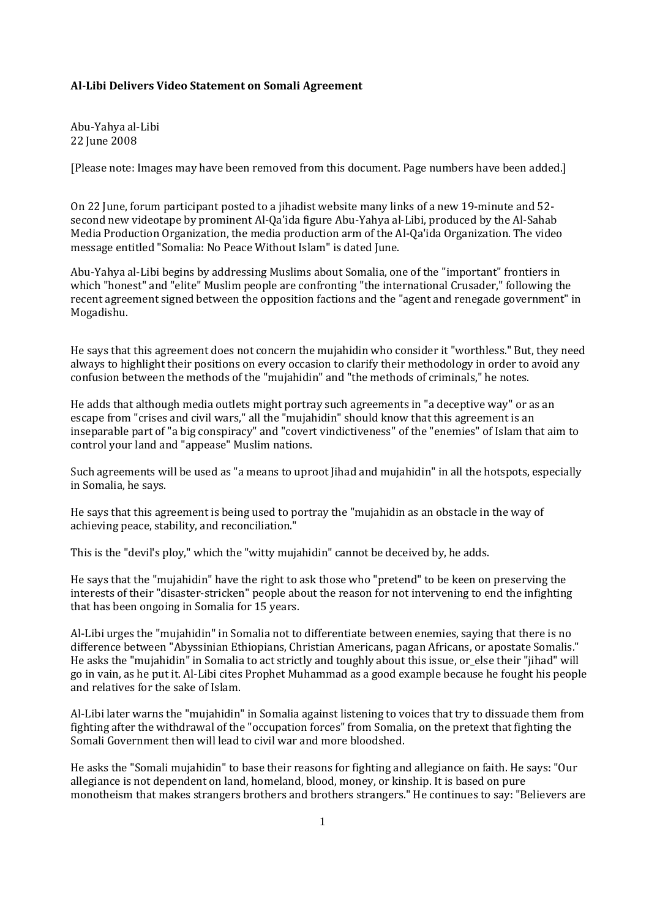**Al-Libi Delivers Video Statement on Somali Agreement**

Abu-Yahya al-Libi
22 June 2008

[Please note: Images may have been removed from this document. Page numbers have been added.]

On 22 June, forum participant posted to a jihadist website many links of a new 19-minute and 52-second new videotape by prominent Al-Qa'ida figure Abu-Yahya al-Libi, produced by the Al-Sahab Media Production Organization, the media production arm of the Al-Qa'ida Organization. The video message entitled "Somalia: No Peace Without Islam" is dated June.

Abu-Yahya al-Libi begins by addressing Muslims about Somalia, one of the "important" frontiers in which "honest" and "elite" Muslim people are confronting "the international Crusader," following the recent agreement signed between the opposition factions and the "agent and renegade government" in Mogadishu.

He says that this agreement does not concern the mujahidin who consider it "worthless." But, they need always to highlight their positions on every occasion to clarify their methodology in order to avoid any confusion between the methods of the "mujahidin" and "the methods of criminals," he notes.

He adds that although media outlets might portray such agreements in "a deceptive way" or as an escape from "crises and civil wars," all the "mujahidin" should know that this agreement is an inseparable part of "a big conspiracy" and "covert vindictiveness" of the "enemies" of Islam that aim to control your land and "appease" Muslim nations.

Such agreements will be used as "a means to uproot Jihad and mujahidin" in all the hotspots, especially in Somalia, he says.

He says that this agreement is being used to portray the "mujahidin as an obstacle in the way of achieving peace, stability, and reconciliation."

This is the "devil's ploy," which the "witty mujahidin" cannot be deceived by, he adds.

He says that the "mujahidin" have the right to ask those who "pretend" to be keen on preserving the interests of their "disaster-stricken" people about the reason for not intervening to end the infighting that has been ongoing in Somalia for 15 years.

Al-Libi urges the "mujahidin" in Somalia not to differentiate between enemies, saying that there is no difference between "Abyssinian Ethiopians, Christian Americans, pagan Africans, or apostate Somalis." He asks the "mujahidin" in Somalia to act strictly and toughly about this issue, or_else their "jihad" will go in vain, as he put it. Al-Libi cites Prophet Muhammad as a good example because he fought his people and relatives for the sake of Islam.

Al-Libi later warns the "mujahidin" in Somalia against listening to voices that try to dissuade them from fighting after the withdrawal of the "occupation forces" from Somalia, on the pretext that fighting the Somali Government then will lead to civil war and more bloodshed.

He asks the "Somali mujahidin" to base their reasons for fighting and allegiance on faith. He says: "Our allegiance is not dependent on land, homeland, blood, money, or kinship. It is based on pure monotheism that makes strangers brothers and brothers strangers." He continues to say: "Believers are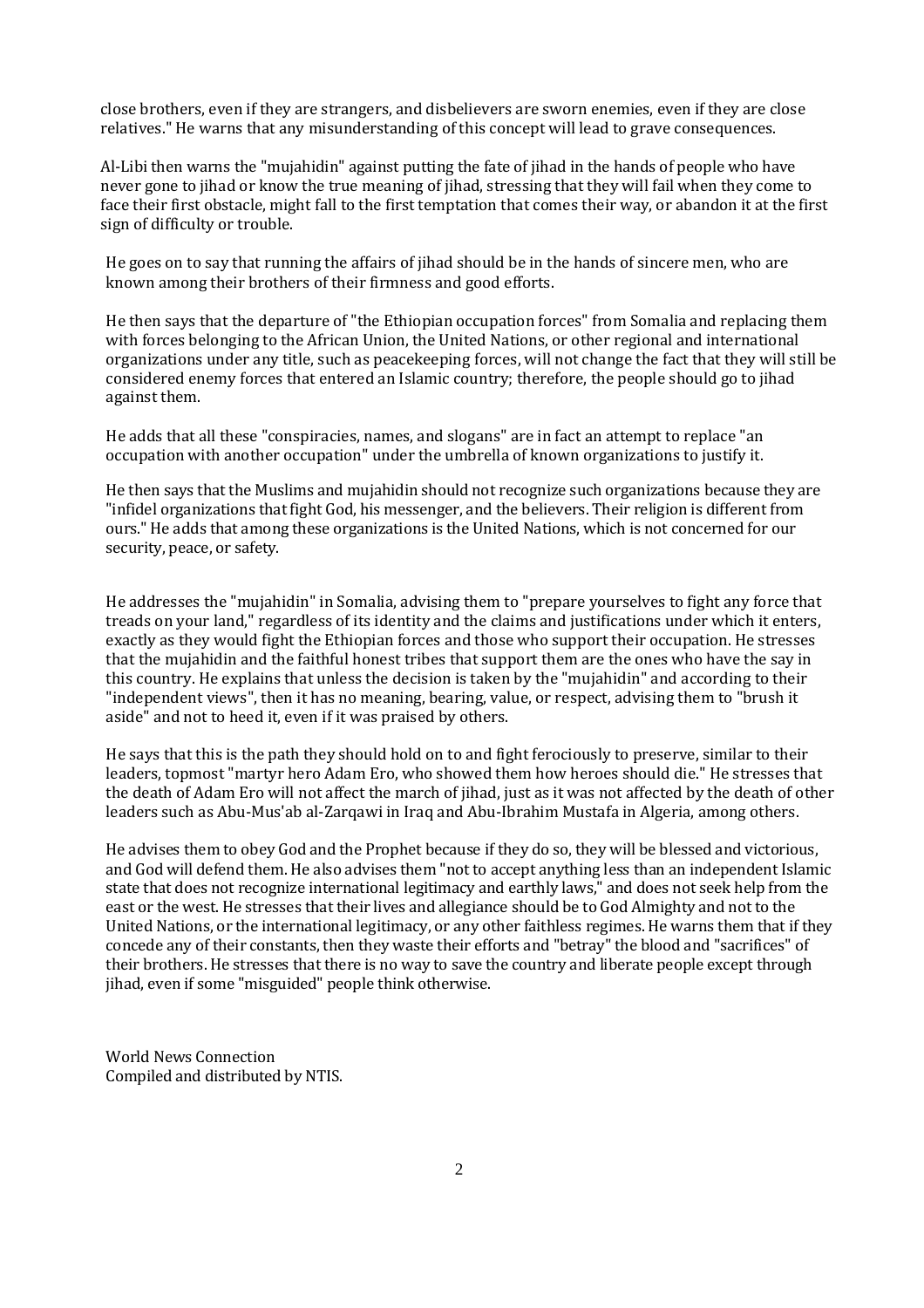close brothers, even if they are strangers, and disbelievers are sworn enemies, even if they are close relatives." He warns that any misunderstanding of this concept will lead to grave consequences.

Al-Libi then warns the "mujahidin" against putting the fate of jihad in the hands of people who have never gone to jihad or know the true meaning of jihad, stressing that they will fail when they come to face their first obstacle, might fall to the first temptation that comes their way, or abandon it at the first sign of difficulty or trouble.

He goes on to say that running the affairs of jihad should be in the hands of sincere men, who are known among their brothers of their firmness and good efforts.

He then says that the departure of "the Ethiopian occupation forces" from Somalia and replacing them with forces belonging to the African Union, the United Nations, or other regional and international organizations under any title, such as peacekeeping forces, will not change the fact that they will still be considered enemy forces that entered an Islamic country; therefore, the people should go to jihad against them.

He adds that all these "conspiracies, names, and slogans" are in fact an attempt to replace "an occupation with another occupation" under the umbrella of known organizations to justify it.

He then says that the Muslims and mujahidin should not recognize such organizations because they are "infidel organizations that fight God, his messenger, and the believers. Their religion is different from ours." He adds that among these organizations is the United Nations, which is not concerned for our security, peace, or safety.

He addresses the "mujahidin" in Somalia, advising them to "prepare yourselves to fight any force that treads on your land," regardless of its identity and the claims and justifications under which it enters, exactly as they would fight the Ethiopian forces and those who support their occupation. He stresses that the mujahidin and the faithful honest tribes that support them are the ones who have the say in this country. He explains that unless the decision is taken by the "mujahidin" and according to their "independent views", then it has no meaning, bearing, value, or respect, advising them to "brush it aside" and not to heed it, even if it was praised by others.

He says that this is the path they should hold on to and fight ferociously to preserve, similar to their leaders, topmost "martyr hero Adam Ero, who showed them how heroes should die." He stresses that the death of Adam Ero will not affect the march of jihad, just as it was not affected by the death of other leaders such as Abu-Mus'ab al-Zarqawi in Iraq and Abu-Ibrahim Mustafa in Algeria, among others.

He advises them to obey God and the Prophet because if they do so, they will be blessed and victorious, and God will defend them. He also advises them "not to accept anything less than an independent Islamic state that does not recognize international legitimacy and earthly laws," and does not seek help from the east or the west. He stresses that their lives and allegiance should be to God Almighty and not to the United Nations, or the international legitimacy, or any other faithless regimes. He warns them that if they concede any of their constants, then they waste their efforts and "betray" the blood and "sacrifices" of their brothers. He stresses that there is no way to save the country and liberate people except through jihad, even if some "misguided" people think otherwise.

World News Connection
Compiled and distributed by NTIS.